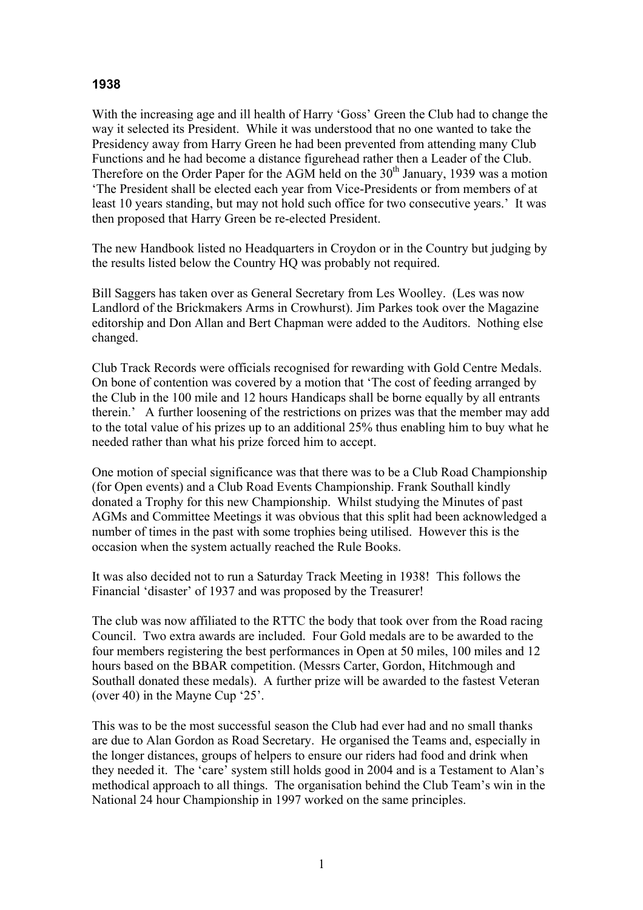## 1938

With the increasing age and ill health of Harry 'Goss' Green the Club had to change the way it selected its President. While it was understood that no one wanted to take the Presidency away from Harry Green he had been prevented from attending many Club Functions and he had become a distance figurehead rather then a Leader of the Club. Therefore on the Order Paper for the AGM held on the 30th January, 1939 was a motion 'The President shall be elected each year from Vice-Presidents or from members of at least 10 years standing, but may not hold such office for two consecutive years.' It was then proposed that Harry Green be re-elected President.

The new Handbook listed no Headquarters in Croydon or in the Country but judging by the results listed below the Country HQ was probably not required.

Bill Saggers has taken over as General Secretary from Les Woolley. (Les was now Landlord of the Brickmakers Arms in Crowhurst). Jim Parkes took over the Magazine editorship and Don Allan and Bert Chapman were added to the Auditors. Nothing else changed.

Club Track Records were officials recognised for rewarding with Gold Centre Medals. On bone of contention was covered by a motion that 'The cost of feeding arranged by the Club in the 100 mile and 12 hours Handicaps shall be borne equally by all entrants therein.' A further loosening of the restrictions on prizes was that the member may add to the total value of his prizes up to an additional 25% thus enabling him to buy what he needed rather than what his prize forced him to accept.

One motion of special significance was that there was to be a Club Road Championship (for Open events) and a Club Road Events Championship. Frank Southall kindly donated a Trophy for this new Championship. Whilst studying the Minutes of past AGMs and Committee Meetings it was obvious that this split had been acknowledged a number of times in the past with some trophies being utilised. However this is the occasion when the system actually reached the Rule Books.

It was also decided not to run a Saturday Track Meeting in 1938! This follows the Financial 'disaster' of 1937 and was proposed by the Treasurer!

The club was now affiliated to the RTTC the body that took over from the Road racing Council. Two extra awards are included. Four Gold medals are to be awarded to the four members registering the best performances in Open at 50 miles, 100 miles and 12 hours based on the BBAR competition. (Messrs Carter, Gordon, Hitchmough and Southall donated these medals). A further prize will be awarded to the fastest Veteran (over 40) in the Mayne Cup '25'.

This was to be the most successful season the Club had ever had and no small thanks are due to Alan Gordon as Road Secretary. He organised the Teams and, especially in the longer distances, groups of helpers to ensure our riders had food and drink when they needed it. The 'care' system still holds good in 2004 and is a Testament to Alan's methodical approach to all things. The organisation behind the Club Team's win in the National 24 hour Championship in 1997 worked on the same principles.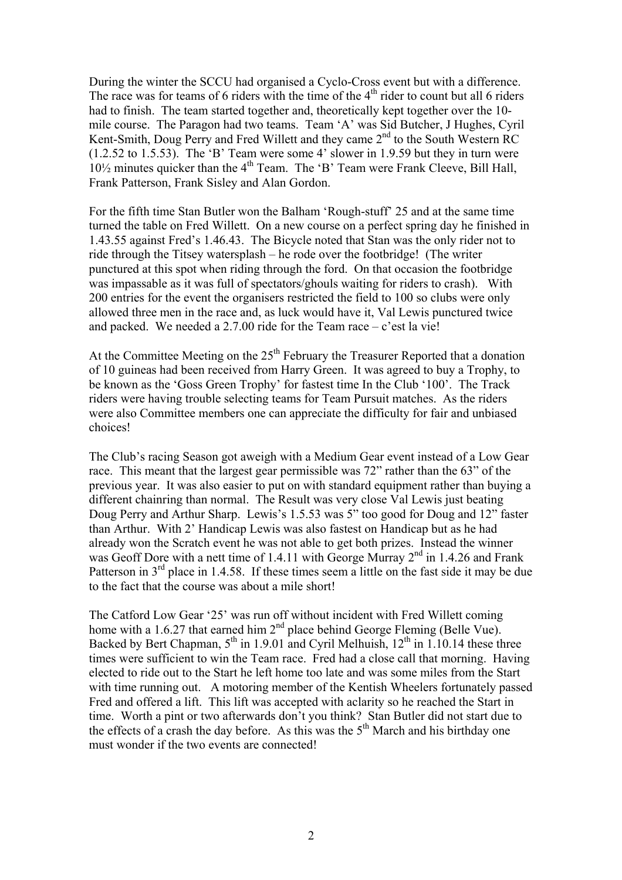During the winter the SCCU had organised a Cyclo-Cross event but with a difference. The race was for teams of 6 riders with the time of the 4th rider to count but all 6 riders had to finish. The team started together and, theoretically kept together over the 10-mile course. The Paragon had two teams. Team 'A' was Sid Butcher, J Hughes, Cyril Kent-Smith, Doug Perry and Fred Willett and they came 2nd to the South Western RC (1.2.52 to 1.5.53). The 'B' Team were some 4' slower in 1.9.59 but they in turn were 10½ minutes quicker than the 4th Team. The 'B' Team were Frank Cleeve, Bill Hall, Frank Patterson, Frank Sisley and Alan Gordon.

For the fifth time Stan Butler won the Balham 'Rough-stuff' 25 and at the same time turned the table on Fred Willett. On a new course on a perfect spring day he finished in 1.43.55 against Fred's 1.46.43. The Bicycle noted that Stan was the only rider not to ride through the Titsey watersplash – he rode over the footbridge! (The writer punctured at this spot when riding through the ford. On that occasion the footbridge was impassable as it was full of spectators/ghouls waiting for riders to crash). With 200 entries for the event the organisers restricted the field to 100 so clubs were only allowed three men in the race and, as luck would have it, Val Lewis punctured twice and packed. We needed a 2.7.00 ride for the Team race – c'est la vie!

At the Committee Meeting on the 25th February the Treasurer Reported that a donation of 10 guineas had been received from Harry Green. It was agreed to buy a Trophy, to be known as the 'Goss Green Trophy' for fastest time In the Club '100'. The Track riders were having trouble selecting teams for Team Pursuit matches. As the riders were also Committee members one can appreciate the difficulty for fair and unbiased choices!

The Club's racing Season got aweigh with a Medium Gear event instead of a Low Gear race. This meant that the largest gear permissible was 72" rather than the 63" of the previous year. It was also easier to put on with standard equipment rather than buying a different chainring than normal. The Result was very close Val Lewis just beating Doug Perry and Arthur Sharp. Lewis's 1.5.53 was 5" too good for Doug and 12" faster than Arthur. With 2' Handicap Lewis was also fastest on Handicap but as he had already won the Scratch event he was not able to get both prizes. Instead the winner was Geoff Dore with a nett time of 1.4.11 with George Murray 2nd in 1.4.26 and Frank Patterson in 3rd place in 1.4.58. If these times seem a little on the fast side it may be due to the fact that the course was about a mile short!

The Catford Low Gear '25' was run off without incident with Fred Willett coming home with a 1.6.27 that earned him 2nd place behind George Fleming (Belle Vue). Backed by Bert Chapman, 5th in 1.9.01 and Cyril Melhuish, 12th in 1.10.14 these three times were sufficient to win the Team race. Fred had a close call that morning. Having elected to ride out to the Start he left home too late and was some miles from the Start with time running out. A motoring member of the Kentish Wheelers fortunately passed Fred and offered a lift. This lift was accepted with aclarity so he reached the Start in time. Worth a pint or two afterwards don't you think? Stan Butler did not start due to the effects of a crash the day before. As this was the 5th March and his birthday one must wonder if the two events are connected!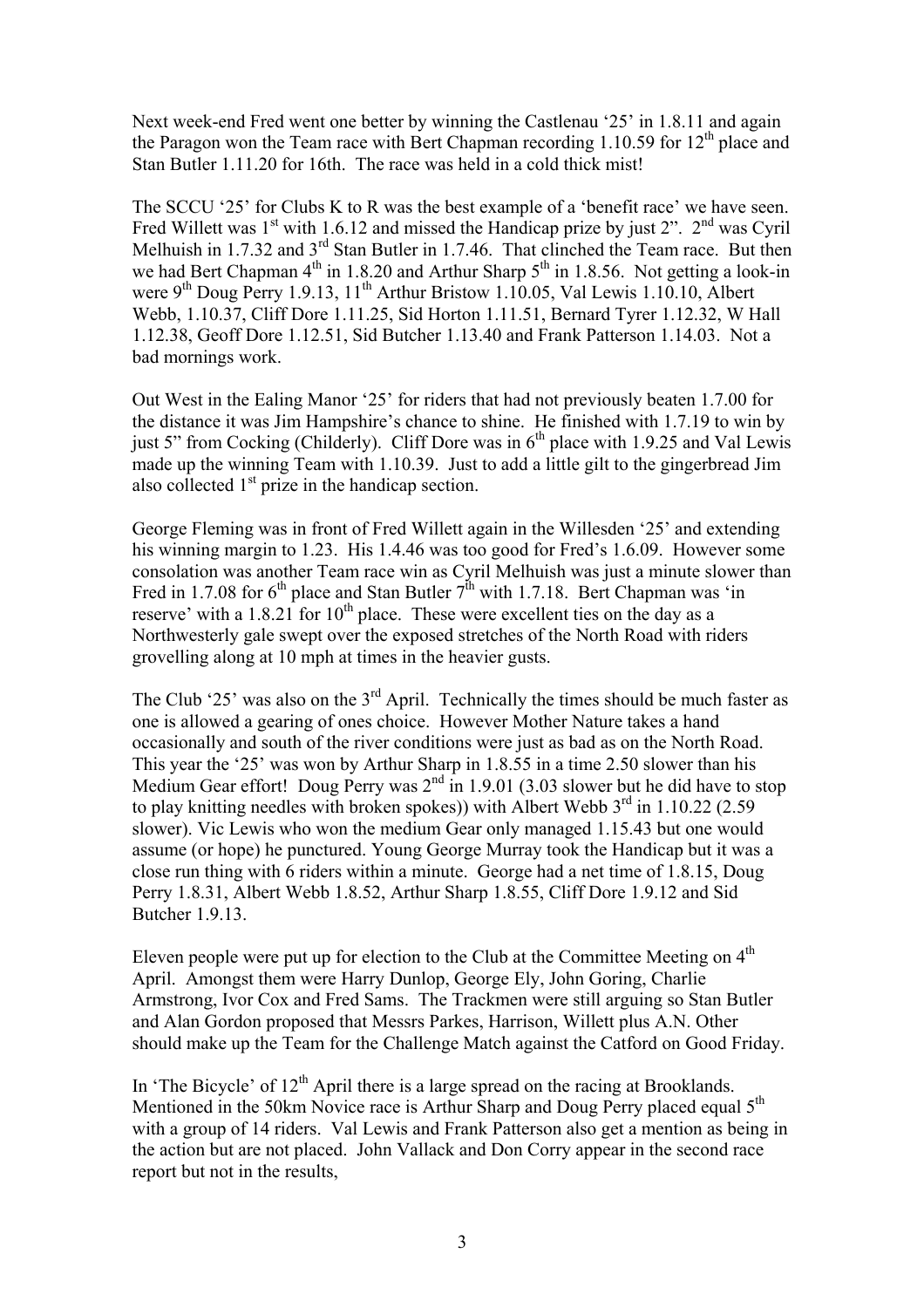Next week-end Fred went one better by winning the Castlenau '25' in 1.8.11 and again the Paragon won the Team race with Bert Chapman recording 1.10.59 for 12th place and Stan Butler 1.11.20 for 16th. The race was held in a cold thick mist!

The SCCU '25' for Clubs K to R was the best example of a 'benefit race' we have seen. Fred Willett was 1st with 1.6.12 and missed the Handicap prize by just 2". 2nd was Cyril Melhuish in 1.7.32 and 3rd Stan Butler in 1.7.46. That clinched the Team race. But then we had Bert Chapman 4th in 1.8.20 and Arthur Sharp 5th in 1.8.56. Not getting a look-in were 9th Doug Perry 1.9.13, 11th Arthur Bristow 1.10.05, Val Lewis 1.10.10, Albert Webb, 1.10.37, Cliff Dore 1.11.25, Sid Horton 1.11.51, Bernard Tyrer 1.12.32, W Hall 1.12.38, Geoff Dore 1.12.51, Sid Butcher 1.13.40 and Frank Patterson 1.14.03. Not a bad mornings work.

Out West in the Ealing Manor '25' for riders that had not previously beaten 1.7.00 for the distance it was Jim Hampshire's chance to shine. He finished with 1.7.19 to win by just 5" from Cocking (Childerly). Cliff Dore was in 6th place with 1.9.25 and Val Lewis made up the winning Team with 1.10.39. Just to add a little gilt to the gingerbread Jim also collected 1st prize in the handicap section.

George Fleming was in front of Fred Willett again in the Willesden '25' and extending his winning margin to 1.23. His 1.4.46 was too good for Fred's 1.6.09. However some consolation was another Team race win as Cyril Melhuish was just a minute slower than Fred in 1.7.08 for 6th place and Stan Butler 7th with 1.7.18. Bert Chapman was 'in reserve' with a 1.8.21 for 10th place. These were excellent ties on the day as a Northwesterly gale swept over the exposed stretches of the North Road with riders grovelling along at 10 mph at times in the heavier gusts.

The Club '25' was also on the 3rd April. Technically the times should be much faster as one is allowed a gearing of ones choice. However Mother Nature takes a hand occasionally and south of the river conditions were just as bad as on the North Road. This year the '25' was won by Arthur Sharp in 1.8.55 in a time 2.50 slower than his Medium Gear effort! Doug Perry was 2nd in 1.9.01 (3.03 slower but he did have to stop to play knitting needles with broken spokes)) with Albert Webb 3rd in 1.10.22 (2.59 slower). Vic Lewis who won the medium Gear only managed 1.15.43 but one would assume (or hope) he punctured. Young George Murray took the Handicap but it was a close run thing with 6 riders within a minute. George had a net time of 1.8.15, Doug Perry 1.8.31, Albert Webb 1.8.52, Arthur Sharp 1.8.55, Cliff Dore 1.9.12 and Sid Butcher 1.9.13.

Eleven people were put up for election to the Club at the Committee Meeting on 4th April. Amongst them were Harry Dunlop, George Ely, John Goring, Charlie Armstrong, Ivor Cox and Fred Sams. The Trackmen were still arguing so Stan Butler and Alan Gordon proposed that Messrs Parkes, Harrison, Willett plus A.N. Other should make up the Team for the Challenge Match against the Catford on Good Friday.

In 'The Bicycle' of 12th April there is a large spread on the racing at Brooklands. Mentioned in the 50km Novice race is Arthur Sharp and Doug Perry placed equal 5th with a group of 14 riders. Val Lewis and Frank Patterson also get a mention as being in the action but are not placed. John Vallack and Don Corry appear in the second race report but not in the results,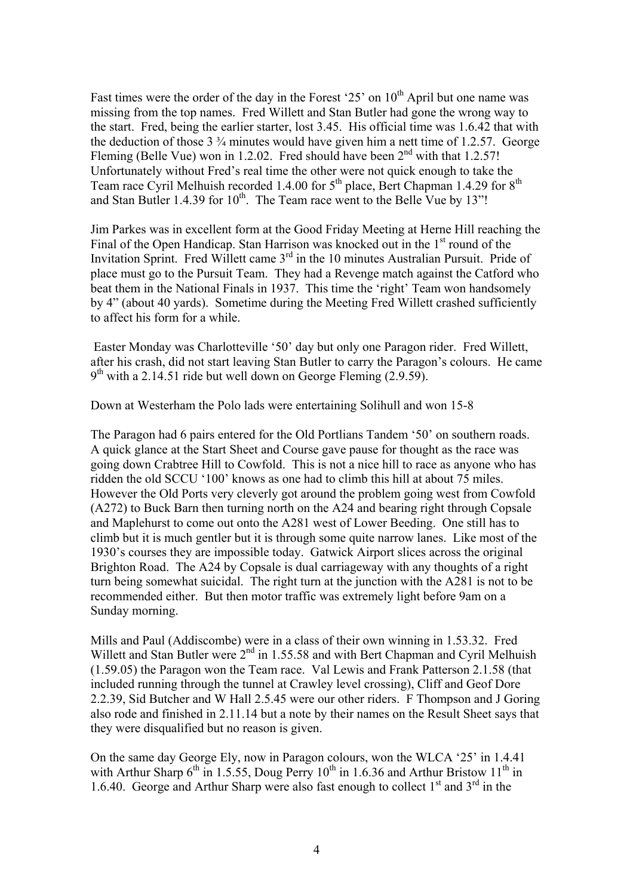Fast times were the order of the day in the Forest '25' on 10th April but one name was missing from the top names. Fred Willett and Stan Butler had gone the wrong way to the start. Fred, being the earlier starter, lost 3.45. His official time was 1.6.42 that with the deduction of those 3 ¾ minutes would have given him a nett time of 1.2.57. George Fleming (Belle Vue) won in 1.2.02. Fred should have been 2nd with that 1.2.57! Unfortunately without Fred's real time the other were not quick enough to take the Team race Cyril Melhuish recorded 1.4.00 for 5th place, Bert Chapman 1.4.29 for 8th and Stan Butler 1.4.39 for 10th. The Team race went to the Belle Vue by 13"!

Jim Parkes was in excellent form at the Good Friday Meeting at Herne Hill reaching the Final of the Open Handicap. Stan Harrison was knocked out in the 1st round of the Invitation Sprint. Fred Willett came 3rd in the 10 minutes Australian Pursuit. Pride of place must go to the Pursuit Team. They had a Revenge match against the Catford who beat them in the National Finals in 1937. This time the 'right' Team won handsomely by 4" (about 40 yards). Sometime during the Meeting Fred Willett crashed sufficiently to affect his form for a while.

Easter Monday was Charlotteville '50' day but only one Paragon rider. Fred Willett, after his crash, did not start leaving Stan Butler to carry the Paragon's colours. He came 9th with a 2.14.51 ride but well down on George Fleming (2.9.59).

Down at Westerham the Polo lads were entertaining Solihull and won 15-8

The Paragon had 6 pairs entered for the Old Portlians Tandem '50' on southern roads. A quick glance at the Start Sheet and Course gave pause for thought as the race was going down Crabtree Hill to Cowfold. This is not a nice hill to race as anyone who has ridden the old SCCU '100' knows as one had to climb this hill at about 75 miles. However the Old Ports very cleverly got around the problem going west from Cowfold (A272) to Buck Barn then turning north on the A24 and bearing right through Copsale and Maplehurst to come out onto the A281 west of Lower Beeding. One still has to climb but it is much gentler but it is through some quite narrow lanes. Like most of the 1930's courses they are impossible today. Gatwick Airport slices across the original Brighton Road. The A24 by Copsale is dual carriageway with any thoughts of a right turn being somewhat suicidal. The right turn at the junction with the A281 is not to be recommended either. But then motor traffic was extremely light before 9am on a Sunday morning.

Mills and Paul (Addiscombe) were in a class of their own winning in 1.53.32. Fred Willett and Stan Butler were 2nd in 1.55.58 and with Bert Chapman and Cyril Melhuish (1.59.05) the Paragon won the Team race. Val Lewis and Frank Patterson 2.1.58 (that included running through the tunnel at Crawley level crossing), Cliff and Geof Dore 2.2.39, Sid Butcher and W Hall 2.5.45 were our other riders. F Thompson and J Goring also rode and finished in 2.11.14 but a note by their names on the Result Sheet says that they were disqualified but no reason is given.

On the same day George Ely, now in Paragon colours, won the WLCA '25' in 1.4.41 with Arthur Sharp 6th in 1.5.55, Doug Perry 10th in 1.6.36 and Arthur Bristow 11th in 1.6.40. George and Arthur Sharp were also fast enough to collect 1st and 3rd in the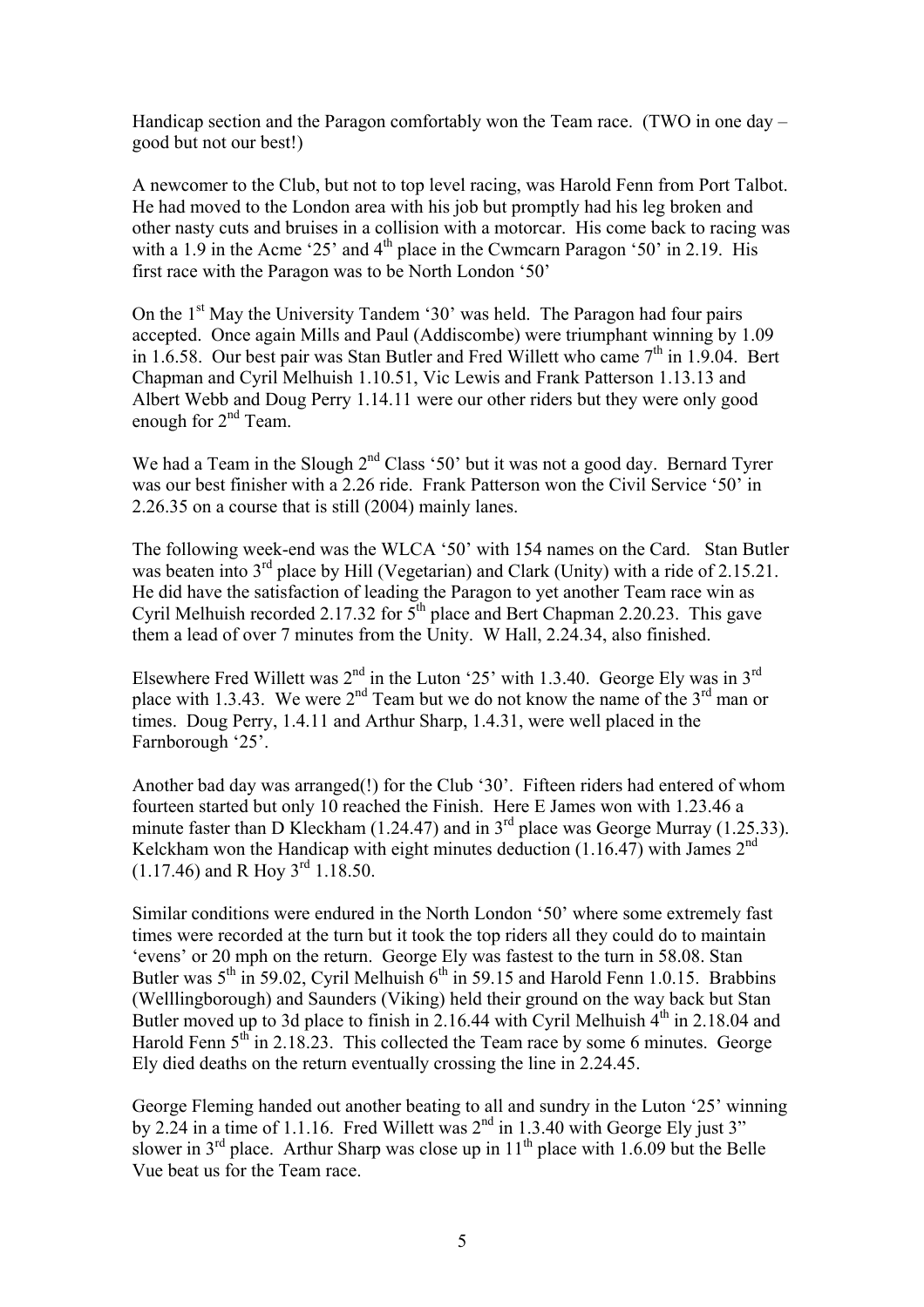Handicap section and the Paragon comfortably won the Team race. (TWO in one day – good but not our best!)

A newcomer to the Club, but not to top level racing, was Harold Fenn from Port Talbot. He had moved to the London area with his job but promptly had his leg broken and other nasty cuts and bruises in a collision with a motorcar. His come back to racing was with a 1.9 in the Acme '25' and 4th place in the Cwmcarn Paragon '50' in 2.19. His first race with the Paragon was to be North London '50'

On the 1st May the University Tandem '30' was held. The Paragon had four pairs accepted. Once again Mills and Paul (Addiscombe) were triumphant winning by 1.09 in 1.6.58. Our best pair was Stan Butler and Fred Willett who came 7th in 1.9.04. Bert Chapman and Cyril Melhuish 1.10.51, Vic Lewis and Frank Patterson 1.13.13 and Albert Webb and Doug Perry 1.14.11 were our other riders but they were only good enough for 2nd Team.

We had a Team in the Slough 2nd Class '50' but it was not a good day. Bernard Tyrer was our best finisher with a 2.26 ride. Frank Patterson won the Civil Service '50' in 2.26.35 on a course that is still (2004) mainly lanes.

The following week-end was the WLCA '50' with 154 names on the Card. Stan Butler was beaten into 3rd place by Hill (Vegetarian) and Clark (Unity) with a ride of 2.15.21. He did have the satisfaction of leading the Paragon to yet another Team race win as Cyril Melhuish recorded 2.17.32 for 5th place and Bert Chapman 2.20.23. This gave them a lead of over 7 minutes from the Unity. W Hall, 2.24.34, also finished.

Elsewhere Fred Willett was 2nd in the Luton '25' with 1.3.40. George Ely was in 3rd place with 1.3.43. We were 2nd Team but we do not know the name of the 3rd man or times. Doug Perry, 1.4.11 and Arthur Sharp, 1.4.31, were well placed in the Farnborough '25'.

Another bad day was arranged(!) for the Club '30'. Fifteen riders had entered of whom fourteen started but only 10 reached the Finish. Here E James won with 1.23.46 a minute faster than D Kleckham (1.24.47) and in 3rd place was George Murray (1.25.33). Kelckham won the Handicap with eight minutes deduction (1.16.47) with James 2nd (1.17.46) and R Hoy 3rd 1.18.50.

Similar conditions were endured in the North London '50' where some extremely fast times were recorded at the turn but it took the top riders all they could do to maintain 'evens' or 20 mph on the return. George Ely was fastest to the turn in 58.08. Stan Butler was 5th in 59.02, Cyril Melhuish 6th in 59.15 and Harold Fenn 1.0.15. Brabbins (Wellingborough) and Saunders (Viking) held their ground on the way back but Stan Butler moved up to 3d place to finish in 2.16.44 with Cyril Melhuish 4th in 2.18.04 and Harold Fenn 5th in 2.18.23. This collected the Team race by some 6 minutes. George Ely died deaths on the return eventually crossing the line in 2.24.45.

George Fleming handed out another beating to all and sundry in the Luton '25' winning by 2.24 in a time of 1.1.16. Fred Willett was 2nd in 1.3.40 with George Ely just 3" slower in 3rd place. Arthur Sharp was close up in 11th place with 1.6.09 but the Belle Vue beat us for the Team race.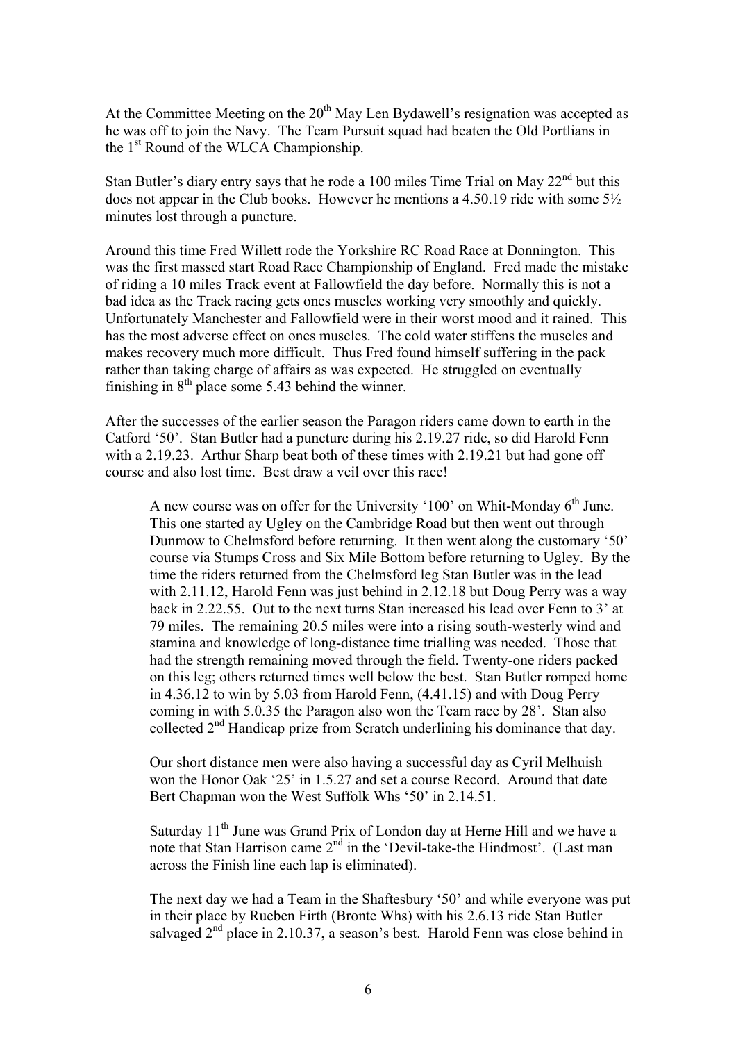At the Committee Meeting on the 20th May Len Bydawell's resignation was accepted as he was off to join the Navy. The Team Pursuit squad had beaten the Old Portlians in the 1st Round of the WLCA Championship.

Stan Butler's diary entry says that he rode a 100 miles Time Trial on May 22nd but this does not appear in the Club books. However he mentions a 4.50.19 ride with some 5½ minutes lost through a puncture.

Around this time Fred Willett rode the Yorkshire RC Road Race at Donnington. This was the first massed start Road Race Championship of England. Fred made the mistake of riding a 10 miles Track event at Fallowfield the day before. Normally this is not a bad idea as the Track racing gets ones muscles working very smoothly and quickly. Unfortunately Manchester and Fallowfield were in their worst mood and it rained. This has the most adverse effect on ones muscles. The cold water stiffens the muscles and makes recovery much more difficult. Thus Fred found himself suffering in the pack rather than taking charge of affairs as was expected. He struggled on eventually finishing in 8th place some 5.43 behind the winner.

After the successes of the earlier season the Paragon riders came down to earth in the Catford '50'. Stan Butler had a puncture during his 2.19.27 ride, so did Harold Fenn with a 2.19.23. Arthur Sharp beat both of these times with 2.19.21 but had gone off course and also lost time. Best draw a veil over this race!

> A new course was on offer for the University '100' on Whit-Monday 6th June. This one started ay Ugley on the Cambridge Road but then went out through Dunmow to Chelmsford before returning. It then went along the customary '50' course via Stumps Cross and Six Mile Bottom before returning to Ugley. By the time the riders returned from the Chelmsford leg Stan Butler was in the lead with 2.11.12, Harold Fenn was just behind in 2.12.18 but Doug Perry was a way back in 2.22.55. Out to the next turns Stan increased his lead over Fenn to 3' at 79 miles. The remaining 20.5 miles were into a rising south-westerly wind and stamina and knowledge of long-distance time trialling was needed. Those that had the strength remaining moved through the field. Twenty-one riders packed on this leg; others returned times well below the best. Stan Butler romped home in 4.36.12 to win by 5.03 from Harold Fenn, (4.41.15) and with Doug Perry coming in with 5.0.35 the Paragon also won the Team race by 28'. Stan also collected 2nd Handicap prize from Scratch underlining his dominance that day.
>
> Our short distance men were also having a successful day as Cyril Melhuish won the Honor Oak '25' in 1.5.27 and set a course Record. Around that date Bert Chapman won the West Suffolk Whs '50' in 2.14.51.
>
> Saturday 11th June was Grand Prix of London day at Herne Hill and we have a note that Stan Harrison came 2nd in the 'Devil-take-the Hindmost'. (Last man across the Finish line each lap is eliminated).
>
> The next day we had a Team in the Shaftesbury '50' and while everyone was put in their place by Rueben Firth (Bronte Whs) with his 2.6.13 ride Stan Butler salvaged 2nd place in 2.10.37, a season's best. Harold Fenn was close behind in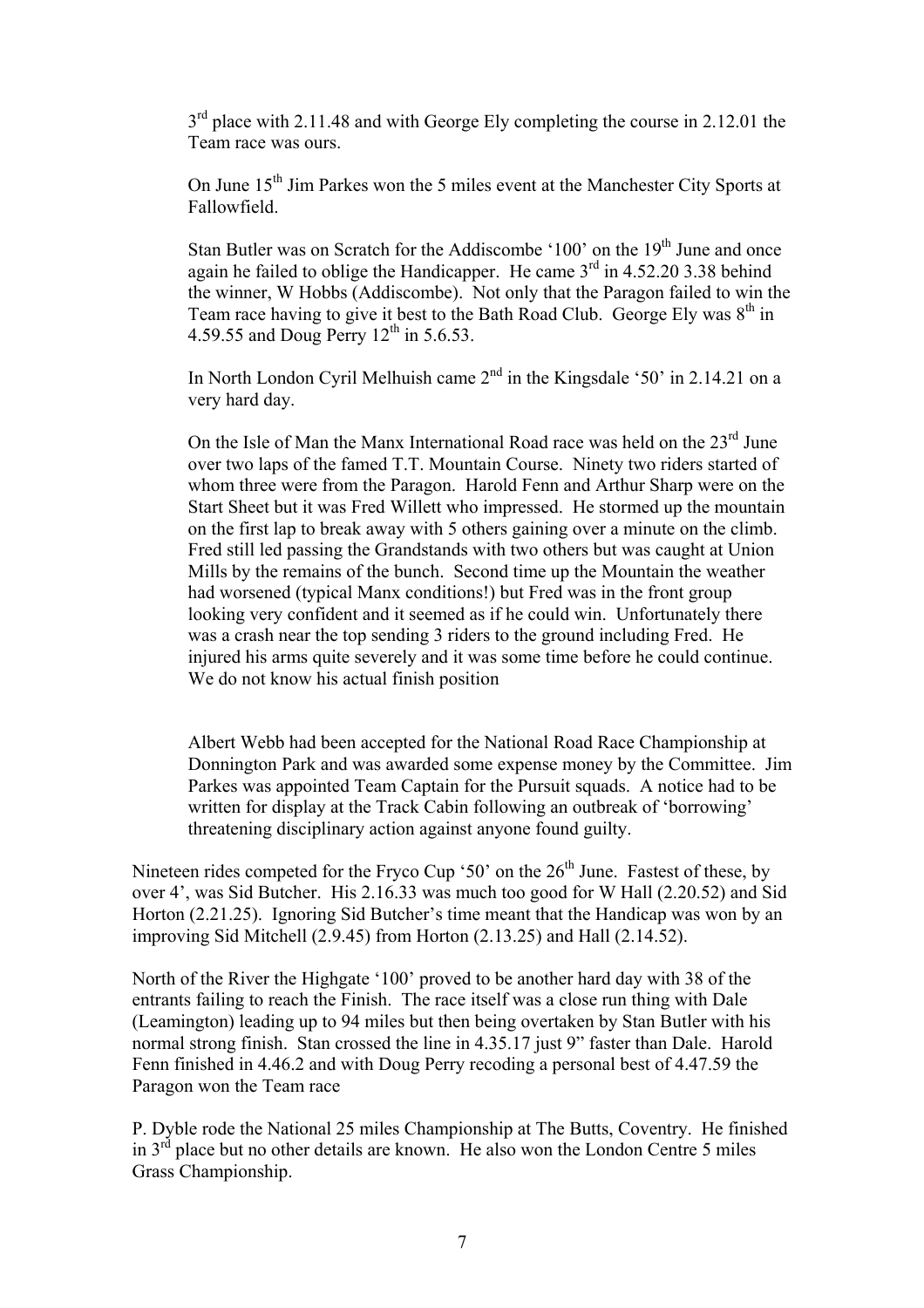3rd place with 2.11.48 and with George Ely completing the course in 2.12.01 the Team race was ours.

On June 15th Jim Parkes won the 5 miles event at the Manchester City Sports at Fallowfield.

Stan Butler was on Scratch for the Addiscombe '100' on the 19th June and once again he failed to oblige the Handicapper. He came 3rd in 4.52.20 3.38 behind the winner, W Hobbs (Addiscombe). Not only that the Paragon failed to win the Team race having to give it best to the Bath Road Club. George Ely was 8th in 4.59.55 and Doug Perry 12th in 5.6.53.

In North London Cyril Melhuish came 2nd in the Kingsdale '50' in 2.14.21 on a very hard day.

On the Isle of Man the Manx International Road race was held on the 23rd June over two laps of the famed T.T. Mountain Course. Ninety two riders started of whom three were from the Paragon. Harold Fenn and Arthur Sharp were on the Start Sheet but it was Fred Willett who impressed. He stormed up the mountain on the first lap to break away with 5 others gaining over a minute on the climb. Fred still led passing the Grandstands with two others but was caught at Union Mills by the remains of the bunch. Second time up the Mountain the weather had worsened (typical Manx conditions!) but Fred was in the front group looking very confident and it seemed as if he could win. Unfortunately there was a crash near the top sending 3 riders to the ground including Fred. He injured his arms quite severely and it was some time before he could continue. We do not know his actual finish position

Albert Webb had been accepted for the National Road Race Championship at Donnington Park and was awarded some expense money by the Committee. Jim Parkes was appointed Team Captain for the Pursuit squads. A notice had to be written for display at the Track Cabin following an outbreak of 'borrowing' threatening disciplinary action against anyone found guilty.

Nineteen rides competed for the Fryco Cup '50' on the 26th June. Fastest of these, by over 4', was Sid Butcher. His 2.16.33 was much too good for W Hall (2.20.52) and Sid Horton (2.21.25). Ignoring Sid Butcher's time meant that the Handicap was won by an improving Sid Mitchell (2.9.45) from Horton (2.13.25) and Hall (2.14.52).

North of the River the Highgate '100' proved to be another hard day with 38 of the entrants failing to reach the Finish. The race itself was a close run thing with Dale (Leamington) leading up to 94 miles but then being overtaken by Stan Butler with his normal strong finish. Stan crossed the line in 4.35.17 just 9" faster than Dale. Harold Fenn finished in 4.46.2 and with Doug Perry recoding a personal best of 4.47.59 the Paragon won the Team race

P. Dyble rode the National 25 miles Championship at The Butts, Coventry. He finished in 3rd place but no other details are known. He also won the London Centre 5 miles Grass Championship.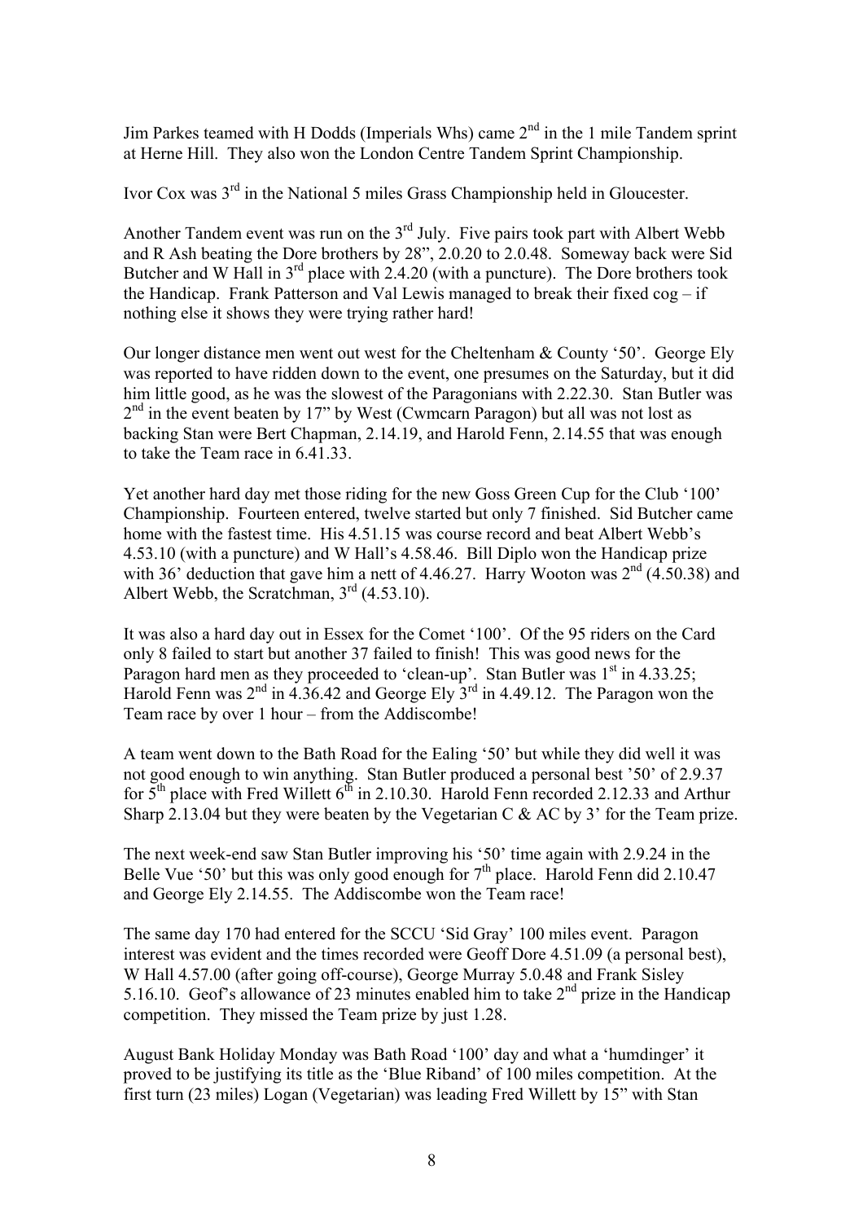Jim Parkes teamed with H Dodds (Imperials Whs) came 2nd in the 1 mile Tandem sprint at Herne Hill. They also won the London Centre Tandem Sprint Championship.

Ivor Cox was 3rd in the National 5 miles Grass Championship held in Gloucester.

Another Tandem event was run on the 3rd July. Five pairs took part with Albert Webb and R Ash beating the Dore brothers by 28", 2.0.20 to 2.0.48. Someway back were Sid Butcher and W Hall in 3rd place with 2.4.20 (with a puncture). The Dore brothers took the Handicap. Frank Patterson and Val Lewis managed to break their fixed cog – if nothing else it shows they were trying rather hard!

Our longer distance men went out west for the Cheltenham & County '50'. George Ely was reported to have ridden down to the event, one presumes on the Saturday, but it did him little good, as he was the slowest of the Paragonians with 2.22.30. Stan Butler was 2nd in the event beaten by 17" by West (Cwmcarn Paragon) but all was not lost as backing Stan were Bert Chapman, 2.14.19, and Harold Fenn, 2.14.55 that was enough to take the Team race in 6.41.33.

Yet another hard day met those riding for the new Goss Green Cup for the Club '100' Championship. Fourteen entered, twelve started but only 7 finished. Sid Butcher came home with the fastest time. His 4.51.15 was course record and beat Albert Webb's 4.53.10 (with a puncture) and W Hall's 4.58.46. Bill Diplo won the Handicap prize with 36' deduction that gave him a nett of 4.46.27. Harry Wooton was 2nd (4.50.38) and Albert Webb, the Scratchman, 3rd (4.53.10).

It was also a hard day out in Essex for the Comet '100'. Of the 95 riders on the Card only 8 failed to start but another 37 failed to finish! This was good news for the Paragon hard men as they proceeded to 'clean-up'. Stan Butler was 1st in 4.33.25; Harold Fenn was 2nd in 4.36.42 and George Ely 3rd in 4.49.12. The Paragon won the Team race by over 1 hour – from the Addiscombe!

A team went down to the Bath Road for the Ealing '50' but while they did well it was not good enough to win anything. Stan Butler produced a personal best '50' of 2.9.37 for 5th place with Fred Willett 6th in 2.10.30. Harold Fenn recorded 2.12.33 and Arthur Sharp 2.13.04 but they were beaten by the Vegetarian C & AC by 3' for the Team prize.

The next week-end saw Stan Butler improving his '50' time again with 2.9.24 in the Belle Vue '50' but this was only good enough for 7th place. Harold Fenn did 2.10.47 and George Ely 2.14.55. The Addiscombe won the Team race!

The same day 170 had entered for the SCCU 'Sid Gray' 100 miles event. Paragon interest was evident and the times recorded were Geoff Dore 4.51.09 (a personal best), W Hall 4.57.00 (after going off-course), George Murray 5.0.48 and Frank Sisley 5.16.10. Geof's allowance of 23 minutes enabled him to take 2nd prize in the Handicap competition. They missed the Team prize by just 1.28.

August Bank Holiday Monday was Bath Road '100' day and what a 'humdinger' it proved to be justifying its title as the 'Blue Riband' of 100 miles competition. At the first turn (23 miles) Logan (Vegetarian) was leading Fred Willett by 15" with Stan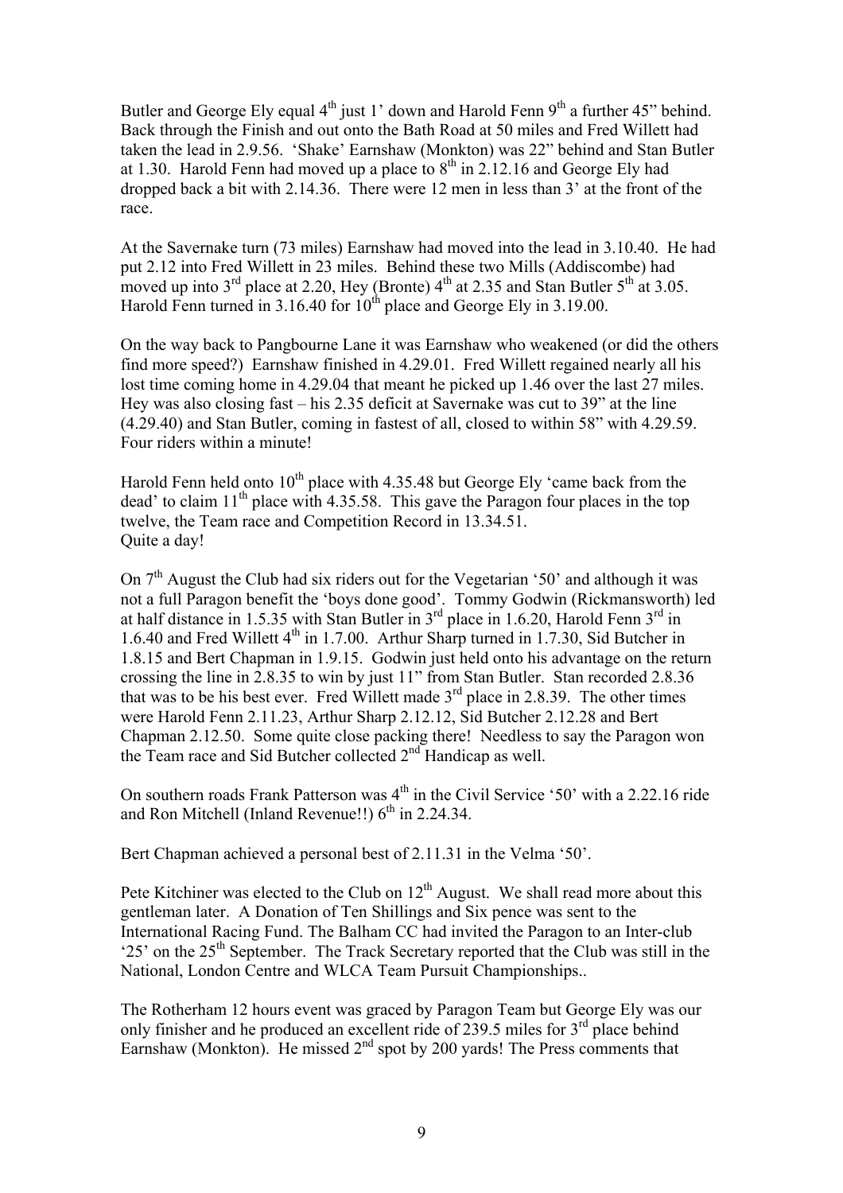Butler and George Ely equal 4th just 1' down and Harold Fenn 9th a further 45" behind. Back through the Finish and out onto the Bath Road at 50 miles and Fred Willett had taken the lead in 2.9.56. 'Shake' Earnshaw (Monkton) was 22" behind and Stan Butler at 1.30. Harold Fenn had moved up a place to 8th in 2.12.16 and George Ely had dropped back a bit with 2.14.36. There were 12 men in less than 3' at the front of the race.

At the Savernake turn (73 miles) Earnshaw had moved into the lead in 3.10.40. He had put 2.12 into Fred Willett in 23 miles. Behind these two Mills (Addiscombe) had moved up into 3rd place at 2.20, Hey (Bronte) 4th at 2.35 and Stan Butler 5th at 3.05. Harold Fenn turned in 3.16.40 for 10th place and George Ely in 3.19.00.

On the way back to Pangbourne Lane it was Earnshaw who weakened (or did the others find more speed?) Earnshaw finished in 4.29.01. Fred Willett regained nearly all his lost time coming home in 4.29.04 that meant he picked up 1.46 over the last 27 miles. Hey was also closing fast – his 2.35 deficit at Savernake was cut to 39" at the line (4.29.40) and Stan Butler, coming in fastest of all, closed to within 58" with 4.29.59. Four riders within a minute!

Harold Fenn held onto 10th place with 4.35.48 but George Ely 'came back from the dead' to claim 11th place with 4.35.58. This gave the Paragon four places in the top twelve, the Team race and Competition Record in 13.34.51.
Quite a day!

On 7th August the Club had six riders out for the Vegetarian '50' and although it was not a full Paragon benefit the 'boys done good'. Tommy Godwin (Rickmansworth) led at half distance in 1.5.35 with Stan Butler in 3rd place in 1.6.20, Harold Fenn 3rd in 1.6.40 and Fred Willett 4th in 1.7.00. Arthur Sharp turned in 1.7.30, Sid Butcher in 1.8.15 and Bert Chapman in 1.9.15. Godwin just held onto his advantage on the return crossing the line in 2.8.35 to win by just 11" from Stan Butler. Stan recorded 2.8.36 that was to be his best ever. Fred Willett made 3rd place in 2.8.39. The other times were Harold Fenn 2.11.23, Arthur Sharp 2.12.12, Sid Butcher 2.12.28 and Bert Chapman 2.12.50. Some quite close packing there! Needless to say the Paragon won the Team race and Sid Butcher collected 2nd Handicap as well.

On southern roads Frank Patterson was 4th in the Civil Service '50' with a 2.22.16 ride and Ron Mitchell (Inland Revenue!!) 6th in 2.24.34.

Bert Chapman achieved a personal best of 2.11.31 in the Velma '50'.

Pete Kitchiner was elected to the Club on 12th August. We shall read more about this gentleman later. A Donation of Ten Shillings and Six pence was sent to the International Racing Fund. The Balham CC had invited the Paragon to an Inter-club '25' on the 25th September. The Track Secretary reported that the Club was still in the National, London Centre and WLCA Team Pursuit Championships..

The Rotherham 12 hours event was graced by Paragon Team but George Ely was our only finisher and he produced an excellent ride of 239.5 miles for 3rd place behind Earnshaw (Monkton). He missed 2nd spot by 200 yards! The Press comments that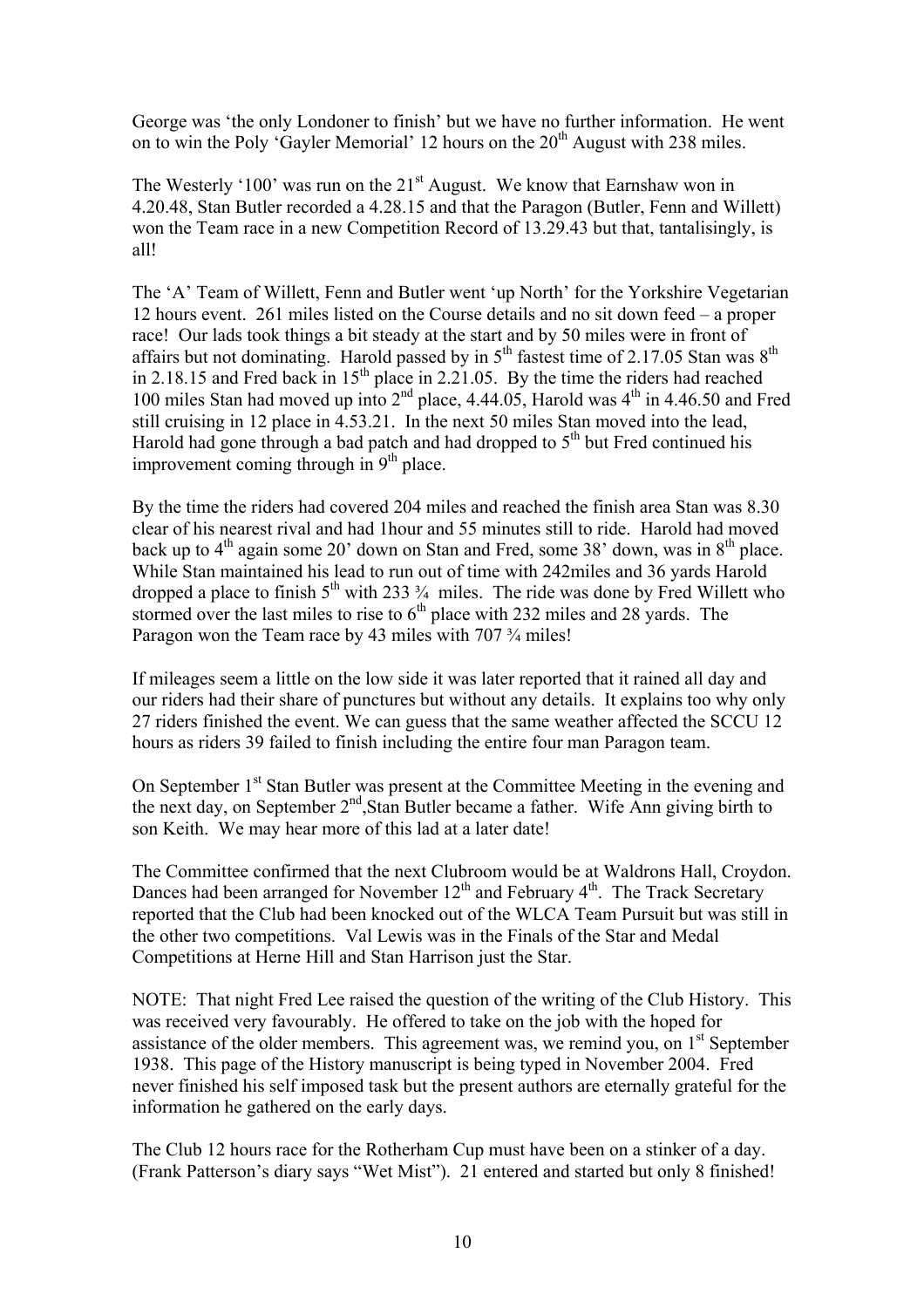George was 'the only Londoner to finish' but we have no further information. He went on to win the Poly 'Gayler Memorial' 12 hours on the 20th August with 238 miles.

The Westerly '100' was run on the 21st August. We know that Earnshaw won in 4.20.48, Stan Butler recorded a 4.28.15 and that the Paragon (Butler, Fenn and Willett) won the Team race in a new Competition Record of 13.29.43 but that, tantalisingly, is all!

The 'A' Team of Willett, Fenn and Butler went 'up North' for the Yorkshire Vegetarian 12 hours event. 261 miles listed on the Course details and no sit down feed – a proper race! Our lads took things a bit steady at the start and by 50 miles were in front of affairs but not dominating. Harold passed by in 5th fastest time of 2.17.05 Stan was 8th in 2.18.15 and Fred back in 15th place in 2.21.05. By the time the riders had reached 100 miles Stan had moved up into 2nd place, 4.44.05, Harold was 4th in 4.46.50 and Fred still cruising in 12 place in 4.53.21. In the next 50 miles Stan moved into the lead, Harold had gone through a bad patch and had dropped to 5th but Fred continued his improvement coming through in 9th place.

By the time the riders had covered 204 miles and reached the finish area Stan was 8.30 clear of his nearest rival and had 1hour and 55 minutes still to ride. Harold had moved back up to 4th again some 20' down on Stan and Fred, some 38' down, was in 8th place. While Stan maintained his lead to run out of time with 242miles and 36 yards Harold dropped a place to finish 5th with 233 ¾ miles. The ride was done by Fred Willett who stormed over the last miles to rise to 6th place with 232 miles and 28 yards. The Paragon won the Team race by 43 miles with 707 ¾ miles!

If mileages seem a little on the low side it was later reported that it rained all day and our riders had their share of punctures but without any details. It explains too why only 27 riders finished the event. We can guess that the same weather affected the SCCU 12 hours as riders 39 failed to finish including the entire four man Paragon team.

On September 1st Stan Butler was present at the Committee Meeting in the evening and the next day, on September 2nd,Stan Butler became a father. Wife Ann giving birth to son Keith. We may hear more of this lad at a later date!

The Committee confirmed that the next Clubroom would be at Waldrons Hall, Croydon. Dances had been arranged for November 12th and February 4th. The Track Secretary reported that the Club had been knocked out of the WLCA Team Pursuit but was still in the other two competitions. Val Lewis was in the Finals of the Star and Medal Competitions at Herne Hill and Stan Harrison just the Star.

NOTE: That night Fred Lee raised the question of the writing of the Club History. This was received very favourably. He offered to take on the job with the hoped for assistance of the older members. This agreement was, we remind you, on 1st September 1938. This page of the History manuscript is being typed in November 2004. Fred never finished his self imposed task but the present authors are eternally grateful for the information he gathered on the early days.

The Club 12 hours race for the Rotherham Cup must have been on a stinker of a day. (Frank Patterson's diary says "Wet Mist"). 21 entered and started but only 8 finished!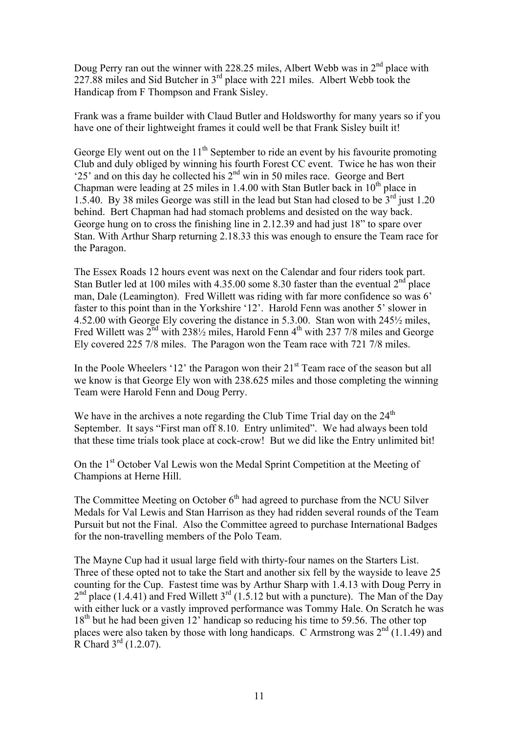Doug Perry ran out the winner with 228.25 miles, Albert Webb was in 2nd place with 227.88 miles and Sid Butcher in 3rd place with 221 miles. Albert Webb took the Handicap from F Thompson and Frank Sisley.

Frank was a frame builder with Claud Butler and Holdsworthy for many years so if you have one of their lightweight frames it could well be that Frank Sisley built it!

George Ely went out on the 11th September to ride an event by his favourite promoting Club and duly obliged by winning his fourth Forest CC event. Twice he has won their '25' and on this day he collected his 2nd win in 50 miles race. George and Bert Chapman were leading at 25 miles in 1.4.00 with Stan Butler back in 10th place in 1.5.40. By 38 miles George was still in the lead but Stan had closed to be 3rd just 1.20 behind. Bert Chapman had had stomach problems and desisted on the way back. George hung on to cross the finishing line in 2.12.39 and had just 18" to spare over Stan. With Arthur Sharp returning 2.18.33 this was enough to ensure the Team race for the Paragon.

The Essex Roads 12 hours event was next on the Calendar and four riders took part. Stan Butler led at 100 miles with 4.35.00 some 8.30 faster than the eventual 2nd place man, Dale (Leamington). Fred Willett was riding with far more confidence so was 6' faster to this point than in the Yorkshire '12'. Harold Fenn was another 5' slower in 4.52.00 with George Ely covering the distance in 5.3.00. Stan won with 245½ miles, Fred Willett was 2nd with 238½ miles, Harold Fenn 4th with 237 7/8 miles and George Ely covered 225 7/8 miles. The Paragon won the Team race with 721 7/8 miles.

In the Poole Wheelers '12' the Paragon won their 21st Team race of the season but all we know is that George Ely won with 238.625 miles and those completing the winning Team were Harold Fenn and Doug Perry.

We have in the archives a note regarding the Club Time Trial day on the 24th September. It says "First man off 8.10. Entry unlimited". We had always been told that these time trials took place at cock-crow! But we did like the Entry unlimited bit!

On the 1st October Val Lewis won the Medal Sprint Competition at the Meeting of Champions at Herne Hill.

The Committee Meeting on October 6th had agreed to purchase from the NCU Silver Medals for Val Lewis and Stan Harrison as they had ridden several rounds of the Team Pursuit but not the Final. Also the Committee agreed to purchase International Badges for the non-travelling members of the Polo Team.

The Mayne Cup had it usual large field with thirty-four names on the Starters List. Three of these opted not to take the Start and another six fell by the wayside to leave 25 counting for the Cup. Fastest time was by Arthur Sharp with 1.4.13 with Doug Perry in 2nd place (1.4.41) and Fred Willett 3rd (1.5.12 but with a puncture). The Man of the Day with either luck or a vastly improved performance was Tommy Hale. On Scratch he was 18th but he had been given 12' handicap so reducing his time to 59.56. The other top places were also taken by those with long handicaps. C Armstrong was 2nd (1.1.49) and R Chard 3rd (1.2.07).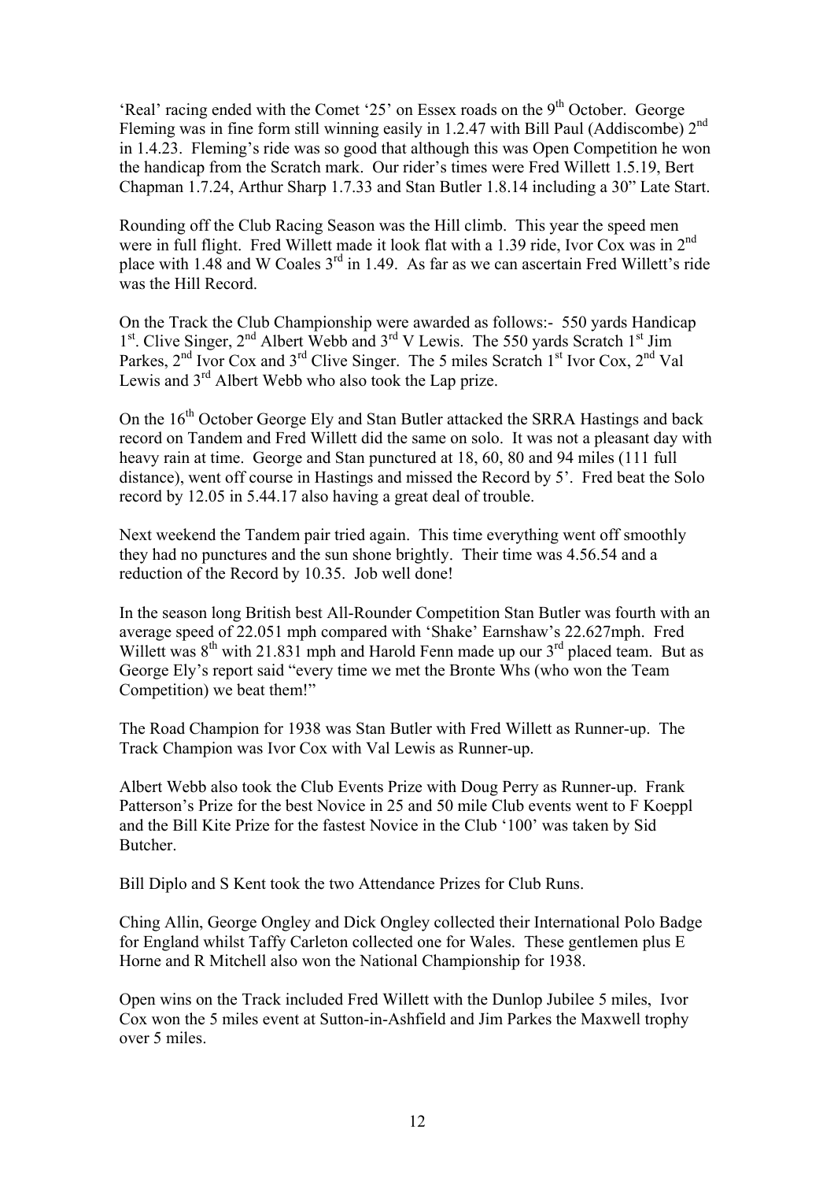'Real' racing ended with the Comet '25' on Essex roads on the 9th October. George Fleming was in fine form still winning easily in 1.2.47 with Bill Paul (Addiscombe) 2nd in 1.4.23. Fleming's ride was so good that although this was Open Competition he won the handicap from the Scratch mark. Our rider's times were Fred Willett 1.5.19, Bert Chapman 1.7.24, Arthur Sharp 1.7.33 and Stan Butler 1.8.14 including a 30" Late Start.

Rounding off the Club Racing Season was the Hill climb. This year the speed men were in full flight. Fred Willett made it look flat with a 1.39 ride, Ivor Cox was in 2nd place with 1.48 and W Coales 3rd in 1.49. As far as we can ascertain Fred Willett's ride was the Hill Record.

On the Track the Club Championship were awarded as follows:- 550 yards Handicap 1st. Clive Singer, 2nd Albert Webb and 3rd V Lewis. The 550 yards Scratch 1st Jim Parkes, 2nd Ivor Cox and 3rd Clive Singer. The 5 miles Scratch 1st Ivor Cox, 2nd Val Lewis and 3rd Albert Webb who also took the Lap prize.

On the 16th October George Ely and Stan Butler attacked the SRRA Hastings and back record on Tandem and Fred Willett did the same on solo. It was not a pleasant day with heavy rain at time. George and Stan punctured at 18, 60, 80 and 94 miles (111 full distance), went off course in Hastings and missed the Record by 5'. Fred beat the Solo record by 12.05 in 5.44.17 also having a great deal of trouble.

Next weekend the Tandem pair tried again. This time everything went off smoothly they had no punctures and the sun shone brightly. Their time was 4.56.54 and a reduction of the Record by 10.35. Job well done!

In the season long British best All-Rounder Competition Stan Butler was fourth with an average speed of 22.051 mph compared with 'Shake' Earnshaw's 22.627mph. Fred Willett was 8th with 21.831 mph and Harold Fenn made up our 3rd placed team. But as George Ely's report said "every time we met the Bronte Whs (who won the Team Competition) we beat them!"

The Road Champion for 1938 was Stan Butler with Fred Willett as Runner-up. The Track Champion was Ivor Cox with Val Lewis as Runner-up.

Albert Webb also took the Club Events Prize with Doug Perry as Runner-up. Frank Patterson's Prize for the best Novice in 25 and 50 mile Club events went to F Koeppl and the Bill Kite Prize for the fastest Novice in the Club '100' was taken by Sid Butcher.

Bill Diplo and S Kent took the two Attendance Prizes for Club Runs.

Ching Allin, George Ongley and Dick Ongley collected their International Polo Badge for England whilst Taffy Carleton collected one for Wales. These gentlemen plus E Horne and R Mitchell also won the National Championship for 1938.

Open wins on the Track included Fred Willett with the Dunlop Jubilee 5 miles, Ivor Cox won the 5 miles event at Sutton-in-Ashfield and Jim Parkes the Maxwell trophy over 5 miles.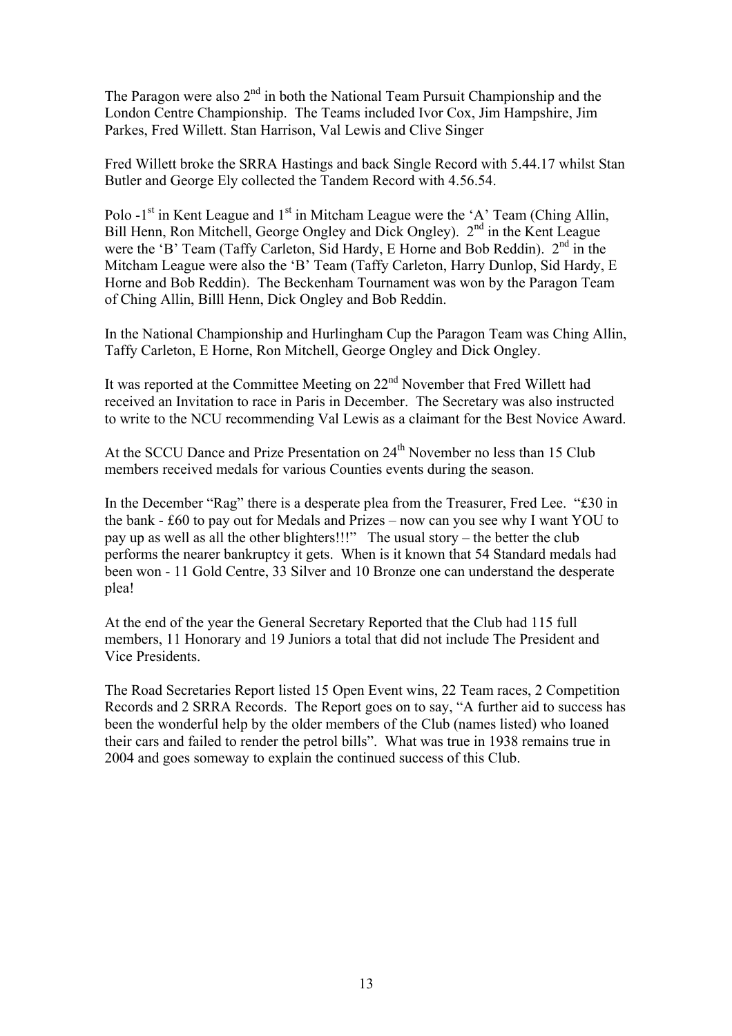The Paragon were also 2nd in both the National Team Pursuit Championship and the London Centre Championship. The Teams included Ivor Cox, Jim Hampshire, Jim Parkes, Fred Willett. Stan Harrison, Val Lewis and Clive Singer

Fred Willett broke the SRRA Hastings and back Single Record with 5.44.17 whilst Stan Butler and George Ely collected the Tandem Record with 4.56.54.

Polo -1st in Kent League and 1st in Mitcham League were the 'A' Team (Ching Allin, Bill Henn, Ron Mitchell, George Ongley and Dick Ongley). 2nd in the Kent League were the 'B' Team (Taffy Carleton, Sid Hardy, E Horne and Bob Reddin). 2nd in the Mitcham League were also the 'B' Team (Taffy Carleton, Harry Dunlop, Sid Hardy, E Horne and Bob Reddin). The Beckenham Tournament was won by the Paragon Team of Ching Allin, Billl Henn, Dick Ongley and Bob Reddin.

In the National Championship and Hurlingham Cup the Paragon Team was Ching Allin, Taffy Carleton, E Horne, Ron Mitchell, George Ongley and Dick Ongley.

It was reported at the Committee Meeting on 22nd November that Fred Willett had received an Invitation to race in Paris in December. The Secretary was also instructed to write to the NCU recommending Val Lewis as a claimant for the Best Novice Award.

At the SCCU Dance and Prize Presentation on 24th November no less than 15 Club members received medals for various Counties events during the season.

In the December "Rag" there is a desperate plea from the Treasurer, Fred Lee. "£30 in the bank - £60 to pay out for Medals and Prizes – now can you see why I want YOU to pay up as well as all the other blighters!!!" The usual story – the better the club performs the nearer bankruptcy it gets. When is it known that 54 Standard medals had been won - 11 Gold Centre, 33 Silver and 10 Bronze one can understand the desperate plea!

At the end of the year the General Secretary Reported that the Club had 115 full members, 11 Honorary and 19 Juniors a total that did not include The President and Vice Presidents.

The Road Secretaries Report listed 15 Open Event wins, 22 Team races, 2 Competition Records and 2 SRRA Records. The Report goes on to say, "A further aid to success has been the wonderful help by the older members of the Club (names listed) who loaned their cars and failed to render the petrol bills". What was true in 1938 remains true in 2004 and goes someway to explain the continued success of this Club.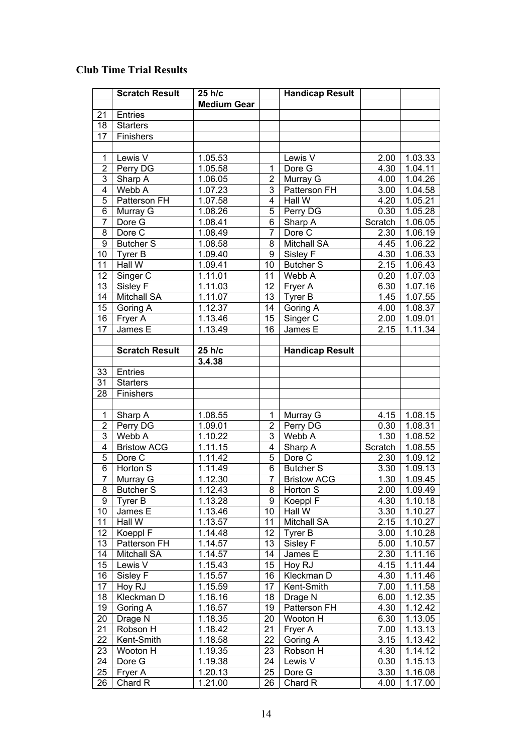**Club Time Trial Results**

| | Scratch Result | 25 h/c | | Handicap Result | | |
|---|---|---|---|---|---|---|
| | | Medium Gear | | | | |
| 21 | Entries | | | | | |
| 18 | Starters | | | | | |
| 17 | Finishers | | | | | |
| | | | | | | |
| 1 | Lewis V | 1.05.53 | | Lewis V | 2.00 | 1.03.33 |
| 2 | Perry DG | 1.05.58 | 1 | Dore G | 4.30 | 1.04.11 |
| 3 | Sharp A | 1.06.05 | 2 | Murray G | 4.00 | 1.04.26 |
| 4 | Webb A | 1.07.23 | 3 | Patterson FH | 3.00 | 1.04.58 |
| 5 | Patterson FH | 1.07.58 | 4 | Hall W | 4.20 | 1.05.21 |
| 6 | Murray G | 1.08.26 | 5 | Perry DG | 0.30 | 1.05.28 |
| 7 | Dore G | 1.08.41 | 6 | Sharp A | Scratch | 1.06.05 |
| 8 | Dore C | 1.08.49 | 7 | Dore C | 2.30 | 1.06.19 |
| 9 | Butcher S | 1.08.58 | 8 | Mitchall SA | 4.45 | 1.06.22 |
| 10 | Tyrer B | 1.09.40 | 9 | Sisley F | 4.30 | 1.06.33 |
| 11 | Hall W | 1.09.41 | 10 | Butcher S | 2.15 | 1.06.43 |
| 12 | Singer C | 1.11.01 | 11 | Webb A | 0.20 | 1.07.03 |
| 13 | Sisley F | 1.11.03 | 12 | Fryer A | 6.30 | 1.07.16 |
| 14 | Mitchall SA | 1.11.07 | 13 | Tyrer B | 1.45 | 1.07.55 |
| 15 | Goring A | 1.12.37 | 14 | Goring A | 4.00 | 1.08.37 |
| 16 | Fryer A | 1.13.46 | 15 | Singer C | 2.00 | 1.09.01 |
| 17 | James E | 1.13.49 | 16 | James E | 2.15 | 1.11.34 |
| | | | | | | |
| | **Scratch Result** | **25 h/c** | | **Handicap Result** | | |
| | | **3.4.38** | | | | |
| 33 | Entries | | | | | |
| 31 | Starters | | | | | |
| 28 | Finishers | | | | | |
| | | | | | | |
| 1 | Sharp A | 1.08.55 | 1 | Murray G | 4.15 | 1.08.15 |
| 2 | Perry DG | 1.09.01 | 2 | Perry DG | 0.30 | 1.08.31 |
| 3 | Webb A | 1.10.22 | 3 | Webb A | 1.30 | 1.08.52 |
| 4 | Bristow ACG | 1.11.15 | 4 | Sharp A | Scratch | 1.08.55 |
| 5 | Dore C | 1.11.42 | 5 | Dore C | 2.30 | 1.09.12 |
| 6 | Horton S | 1.11.49 | 6 | Butcher S | 3.30 | 1.09.13 |
| 7 | Murray G | 1.12.30 | 7 | Bristow ACG | 1.30 | 1.09.45 |
| 8 | Butcher S | 1.12.43 | 8 | Horton S | 2.00 | 1.09.49 |
| 9 | Tyrer B | 1.13.28 | 9 | Koeppl F | 4.30 | 1.10.18 |
| 10 | James E | 1.13.46 | 10 | Hall W | 3.30 | 1.10.27 |
| 11 | Hall W | 1.13.57 | 11 | Mitchall SA | 2.15 | 1.10.27 |
| 12 | Koeppl F | 1.14.48 | 12 | Tyrer B | 3.00 | 1.10.28 |
| 13 | Patterson FH | 1.14.57 | 13 | Sisley F | 5.00 | 1.10.57 |
| 14 | Mitchall SA | 1.14.57 | 14 | James E | 2.30 | 1.11.16 |
| 15 | Lewis V | 1.15.43 | 15 | Hoy RJ | 4.15 | 1.11.44 |
| 16 | Sisley F | 1.15.57 | 16 | Kleckman D | 4.30 | 1.11.46 |
| 17 | Hoy RJ | 1.15.59 | 17 | Kent-Smith | 7.00 | 1.11.58 |
| 18 | Kleckman D | 1.16.16 | 18 | Drage N | 6.00 | 1.12.35 |
| 19 | Goring A | 1.16.57 | 19 | Patterson FH | 4.30 | 1.12.42 |
| 20 | Drage N | 1.18.35 | 20 | Wooton H | 6.30 | 1.13.05 |
| 21 | Robson H | 1.18.42 | 21 | Fryer A | 7.00 | 1.13.13 |
| 22 | Kent-Smith | 1.18.58 | 22 | Goring A | 3.15 | 1.13.42 |
| 23 | Wooton H | 1.19.35 | 23 | Robson H | 4.30 | 1.14.12 |
| 24 | Dore G | 1.19.38 | 24 | Lewis V | 0.30 | 1.15.13 |
| 25 | Fryer A | 1.20.13 | 25 | Dore G | 3.30 | 1.16.08 |
| 26 | Chard R | 1.21.00 | 26 | Chard R | 4.00 | 1.17.00 |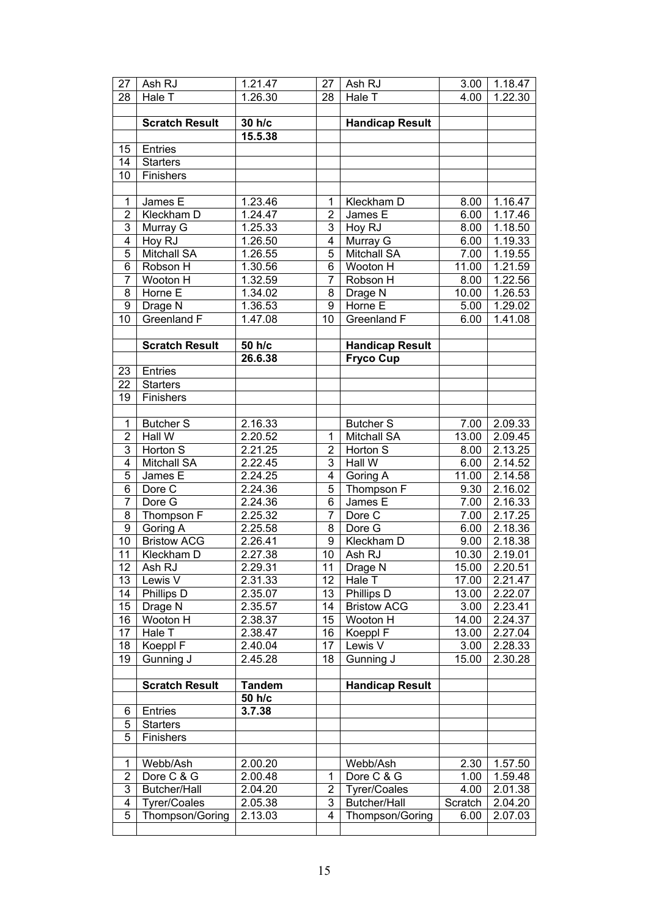| | | | | | | |
|---|---|---|---|---|---|---|
| 27 | Ash RJ | 1.21.47 | 27 | Ash RJ | 3.00 | 1.18.47 |
| 28 | Hale T | 1.26.30 | 28 | Hale T | 4.00 | 1.22.30 |
| | | | | | | |
| | **Scratch Result** | **30 h/c** | | **Handicap Result** | | |
| | | **15.5.38** | | | | |
| 15 | Entries | | | | | |
| 14 | Starters | | | | | |
| 10 | Finishers | | | | | |
| | | | | | | |
| 1 | James E | 1.23.46 | 1 | Kleckham D | 8.00 | 1.16.47 |
| 2 | Kleckham D | 1.24.47 | 2 | James E | 6.00 | 1.17.46 |
| 3 | Murray G | 1.25.33 | 3 | Hoy RJ | 8.00 | 1.18.50 |
| 4 | Hoy RJ | 1.26.50 | 4 | Murray G | 6.00 | 1.19.33 |
| 5 | Mitchall SA | 1.26.55 | 5 | Mitchall SA | 7.00 | 1.19.55 |
| 6 | Robson H | 1.30.56 | 6 | Wooton H | 11.00 | 1.21.59 |
| 7 | Wooton H | 1.32.59 | 7 | Robson H | 8.00 | 1.22.56 |
| 8 | Horne E | 1.34.02 | 8 | Drage N | 10.00 | 1.26.53 |
| 9 | Drage N | 1.36.53 | 9 | Horne E | 5.00 | 1.29.02 |
| 10 | Greenland F | 1.47.08 | 10 | Greenland F | 6.00 | 1.41.08 |
| | | | | | | |
| | **Scratch Result** | **50 h/c** | | **Handicap Result** | | |
| | | **26.6.38** | | **Fryco Cup** | | |
| 23 | Entries | | | | | |
| 22 | Starters | | | | | |
| 19 | Finishers | | | | | |
| | | | | | | |
| 1 | Butcher S | 2.16.33 | | Butcher S | 7.00 | 2.09.33 |
| 2 | Hall W | 2.20.52 | 1 | Mitchall SA | 13.00 | 2.09.45 |
| 3 | Horton S | 2.21.25 | 2 | Horton S | 8.00 | 2.13.25 |
| 4 | Mitchall SA | 2.22.45 | 3 | Hall W | 6.00 | 2.14.52 |
| 5 | James E | 2.24.25 | 4 | Goring A | 11.00 | 2.14.58 |
| 6 | Dore C | 2.24.36 | 5 | Thompson F | 9.30 | 2.16.02 |
| 7 | Dore G | 2.24.36 | 6 | James E | 7.00 | 2.16.33 |
| 8 | Thompson F | 2.25.32 | 7 | Dore C | 7.00 | 2.17.25 |
| 9 | Goring A | 2.25.58 | 8 | Dore G | 6.00 | 2.18.36 |
| 10 | Bristow ACG | 2.26.41 | 9 | Kleckham D | 9.00 | 2.18.38 |
| 11 | Kleckham D | 2.27.38 | 10 | Ash RJ | 10.30 | 2.19.01 |
| 12 | Ash RJ | 2.29.31 | 11 | Drage N | 15.00 | 2.20.51 |
| 13 | Lewis V | 2.31.33 | 12 | Hale T | 17.00 | 2.21.47 |
| 14 | Phillips D | 2.35.07 | 13 | Phillips D | 13.00 | 2.22.07 |
| 15 | Drage N | 2.35.57 | 14 | Bristow ACG | 3.00 | 2.23.41 |
| 16 | Wooton H | 2.38.37 | 15 | Wooton H | 14.00 | 2.24.37 |
| 17 | Hale T | 2.38.47 | 16 | Koeppl F | 13.00 | 2.27.04 |
| 18 | Koeppl F | 2.40.04 | 17 | Lewis V | 3.00 | 2.28.33 |
| 19 | Gunning J | 2.45.28 | 18 | Gunning J | 15.00 | 2.30.28 |
| | | | | | | |
| | **Scratch Result** | **Tandem** | | **Handicap Result** | | |
| | | **50 h/c** | | | | |
| 6 | Entries | **3.7.38** | | | | |
| 5 | Starters | | | | | |
| 5 | Finishers | | | | | |
| | | | | | | |
| 1 | Webb/Ash | 2.00.20 | | Webb/Ash | 2.30 | 1.57.50 |
| 2 | Dore C & G | 2.00.48 | 1 | Dore C & G | 1.00 | 1.59.48 |
| 3 | Butcher/Hall | 2.04.20 | 2 | Tyrer/Coales | 4.00 | 2.01.38 |
| 4 | Tyrer/Coales | 2.05.38 | 3 | Butcher/Hall | Scratch | 2.04.20 |
| 5 | Thompson/Goring | 2.13.03 | 4 | Thompson/Goring | 6.00 | 2.07.03 |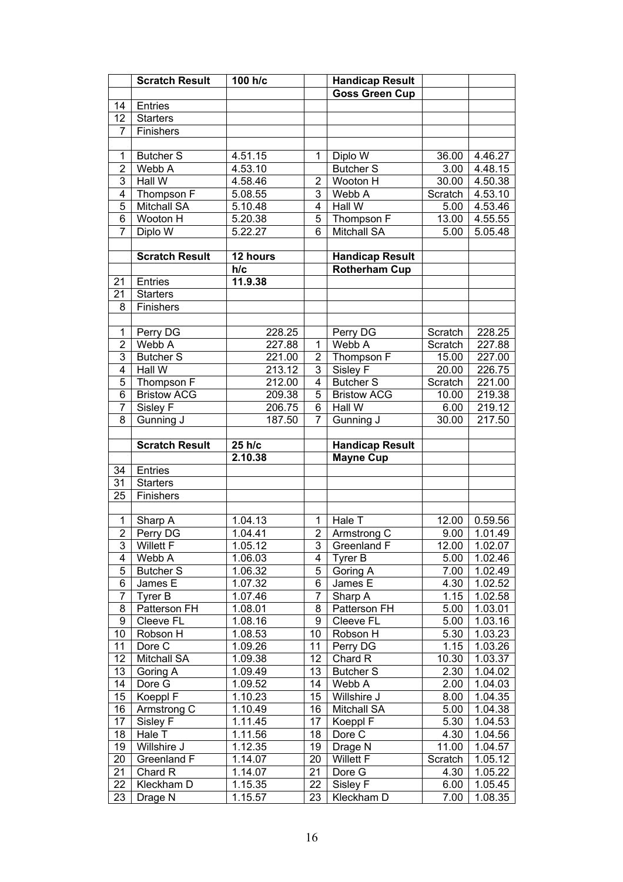| | Scratch Result | 100 h/c | | Handicap Result | | |
|---|---|---|---|---|---|---|
| | | | | Goss Green Cup | | |
| 14 | Entries | | | | | |
| 12 | Starters | | | | | |
| 7 | Finishers | | | | | |
| | | | | | | |
| 1 | Butcher S | 4.51.15 | 1 | Diplo W | 36.00 | 4.46.27 |
| 2 | Webb A | 4.53.10 | | Butcher S | 3.00 | 4.48.15 |
| 3 | Hall W | 4.58.46 | 2 | Wooton H | 30.00 | 4.50.38 |
| 4 | Thompson F | 5.08.55 | 3 | Webb A | Scratch | 4.53.10 |
| 5 | Mitchall SA | 5.10.48 | 4 | Hall W | 5.00 | 4.53.46 |
| 6 | Wooton H | 5.20.38 | 5 | Thompson F | 13.00 | 4.55.55 |
| 7 | Diplo W | 5.22.27 | 6 | Mitchall SA | 5.00 | 5.05.48 |
| | | | | | | |
| | Scratch Result | 12 hours | | Handicap Result | | |
| | | h/c | | Rotherham Cup | | |
| 21 | Entries | 11.9.38 | | | | |
| 21 | Starters | | | | | |
| 8 | Finishers | | | | | |
| | | | | | | |
| 1 | Perry DG | 228.25 | | Perry DG | Scratch | 228.25 |
| 2 | Webb A | 227.88 | 1 | Webb A | Scratch | 227.88 |
| 3 | Butcher S | 221.00 | 2 | Thompson F | 15.00 | 227.00 |
| 4 | Hall W | 213.12 | 3 | Sisley F | 20.00 | 226.75 |
| 5 | Thompson F | 212.00 | 4 | Butcher S | Scratch | 221.00 |
| 6 | Bristow ACG | 209.38 | 5 | Bristow ACG | 10.00 | 219.38 |
| 7 | Sisley F | 206.75 | 6 | Hall W | 6.00 | 219.12 |
| 8 | Gunning J | 187.50 | 7 | Gunning J | 30.00 | 217.50 |
| | | | | | | |
| | Scratch Result | 25 h/c | | Handicap Result | | |
| | | 2.10.38 | | Mayne Cup | | |
| 34 | Entries | | | | | |
| 31 | Starters | | | | | |
| 25 | Finishers | | | | | |
| | | | | | | |
| 1 | Sharp A | 1.04.13 | 1 | Hale T | 12.00 | 0.59.56 |
| 2 | Perry DG | 1.04.41 | 2 | Armstrong C | 9.00 | 1.01.49 |
| 3 | Willett F | 1.05.12 | 3 | Greenland F | 12.00 | 1.02.07 |
| 4 | Webb A | 1.06.03 | 4 | Tyrer B | 5.00 | 1.02.46 |
| 5 | Butcher S | 1.06.32 | 5 | Goring A | 7.00 | 1.02.49 |
| 6 | James E | 1.07.32 | 6 | James E | 4.30 | 1.02.52 |
| 7 | Tyrer B | 1.07.46 | 7 | Sharp A | 1.15 | 1.02.58 |
| 8 | Patterson FH | 1.08.01 | 8 | Patterson FH | 5.00 | 1.03.01 |
| 9 | Cleeve FL | 1.08.16 | 9 | Cleeve FL | 5.00 | 1.03.16 |
| 10 | Robson H | 1.08.53 | 10 | Robson H | 5.30 | 1.03.23 |
| 11 | Dore C | 1.09.26 | 11 | Perry DG | 1.15 | 1.03.26 |
| 12 | Mitchall SA | 1.09.38 | 12 | Chard R | 10.30 | 1.03.37 |
| 13 | Goring A | 1.09.49 | 13 | Butcher S | 2.30 | 1.04.02 |
| 14 | Dore G | 1.09.52 | 14 | Webb A | 2.00 | 1.04.03 |
| 15 | Koeppl F | 1.10.23 | 15 | Willshire J | 8.00 | 1.04.35 |
| 16 | Armstrong C | 1.10.49 | 16 | Mitchall SA | 5.00 | 1.04.38 |
| 17 | Sisley F | 1.11.45 | 17 | Koeppl F | 5.30 | 1.04.53 |
| 18 | Hale T | 1.11.56 | 18 | Dore C | 4.30 | 1.04.56 |
| 19 | Willshire J | 1.12.35 | 19 | Drage N | 11.00 | 1.04.57 |
| 20 | Greenland F | 1.14.07 | 20 | Willett F | Scratch | 1.05.12 |
| 21 | Chard R | 1.14.07 | 21 | Dore G | 4.30 | 1.05.22 |
| 22 | Kleckham D | 1.15.35 | 22 | Sisley F | 6.00 | 1.05.45 |
| 23 | Drage N | 1.15.57 | 23 | Kleckham D | 7.00 | 1.08.35 |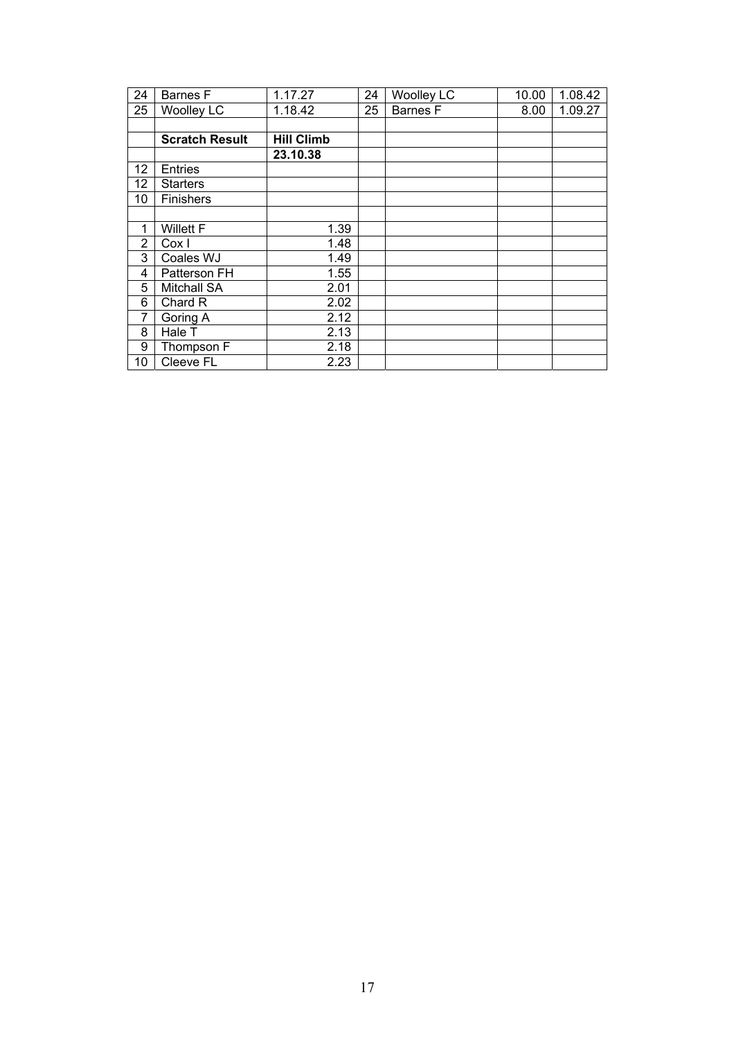| | | | | | | |
|---|---|---|---|---|---|---|
| 24 | Barnes F | 1.17.27 | 24 | Woolley LC | 10.00 | 1.08.42 |
| 25 | Woolley LC | 1.18.42 | 25 | Barnes F | 8.00 | 1.09.27 |
| | | | | | | |
| | **Scratch Result** | **Hill Climb** | | | | |
| | | **23.10.38** | | | | |
| 12 | Entries | | | | | |
| 12 | Starters | | | | | |
| 10 | Finishers | | | | | |
| | | | | | | |
| 1 | Willett F | 1.39 | | | | |
| 2 | Cox I | 1.48 | | | | |
| 3 | Coales WJ | 1.49 | | | | |
| 4 | Patterson FH | 1.55 | | | | |
| 5 | Mitchall SA | 2.01 | | | | |
| 6 | Chard R | 2.02 | | | | |
| 7 | Goring A | 2.12 | | | | |
| 8 | Hale T | 2.13 | | | | |
| 9 | Thompson F | 2.18 | | | | |
| 10 | Cleeve FL | 2.23 | | | | |